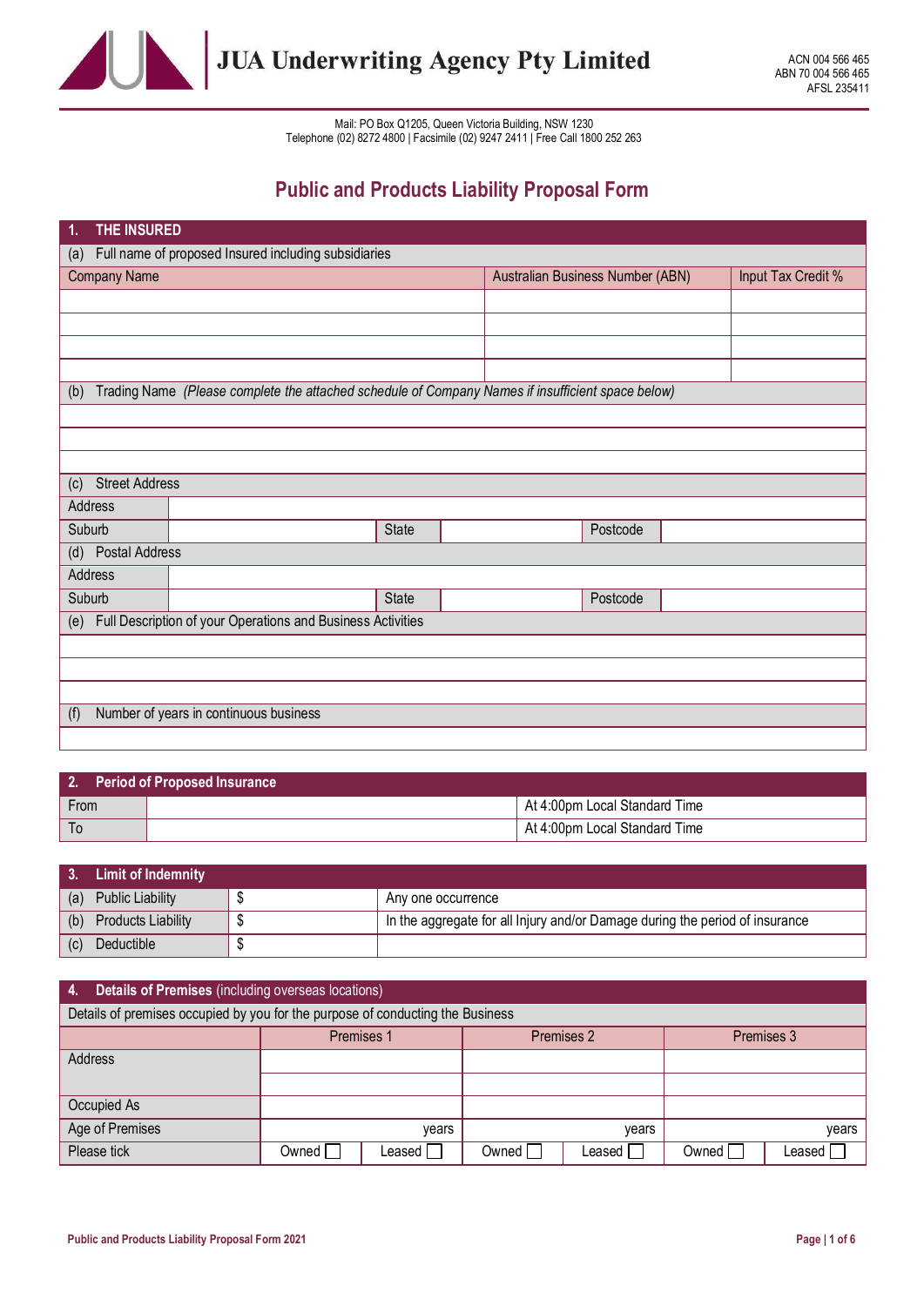# JUA Underwriting Agency Pty Limited

ACN 004 566 465
ABN 70 004 566 465
AFSL 235411

Mail: PO Box Q1205, Queen Victoria Building, NSW 1230
Telephone (02) 8272 4800 | Facsimile (02) 9247 2411 | Free Call 1800 252 263

## Public and Products Liability Proposal Form

| **1. THE INSURED** | | | |
|---|---|---|---|
| (a) Full name of proposed Insured including subsidiaries | | | |
| Company Name | | Australian Business Number (ABN) | Input Tax Credit % |
| | | | |
| | | | |
| | | | |
| | | | |
| (b) Trading Name *(Please complete the attached schedule of Company Names if insufficient space below)* | | | |
| | | | |
| | | | |
| | | | |

| (c) Street Address | | | | | |
|---|---|---|---|---|---|
| Address | | | | | |
| Suburb | | State | | Postcode | |
| **(d) Postal Address** | | | | | |
| Address | | | | | |
| Suburb | | State | | Postcode | |

| (e) Full Description of your Operations and Business Activities |
|---|
| |
| |
| |
| **(f) Number of years in continuous business** |
| |

| **2. Period of Proposed Insurance** | | |
|---|---|---|
| From | | At 4:00pm Local Standard Time |
| To | | At 4:00pm Local Standard Time |

| **3. Limit of Indemnity** | | |
|---|---|---|
| (a) Public Liability | $ | Any one occurrence |
| (b) Products Liability | $ | In the aggregate for all Injury and/or Damage during the period of insurance |
| (c) Deductible | $ | |

| **4. Details of Premises** (including overseas locations) | | | | | | |
|---|---|---|---|---|---|---|
| Details of premises occupied by you for the purpose of conducting the Business | | | | | | |
| | Premises 1 | | Premises 2 | | Premises 3 | |
| Address | | | | | | |
| | | | | | | |
| Occupied As | | | | | | |
| Age of Premises | years | | years | | years | |
| Please tick | Owned ☐ | Leased ☐ | Owned ☐ | Leased ☐ | Owned ☐ | Leased ☐ |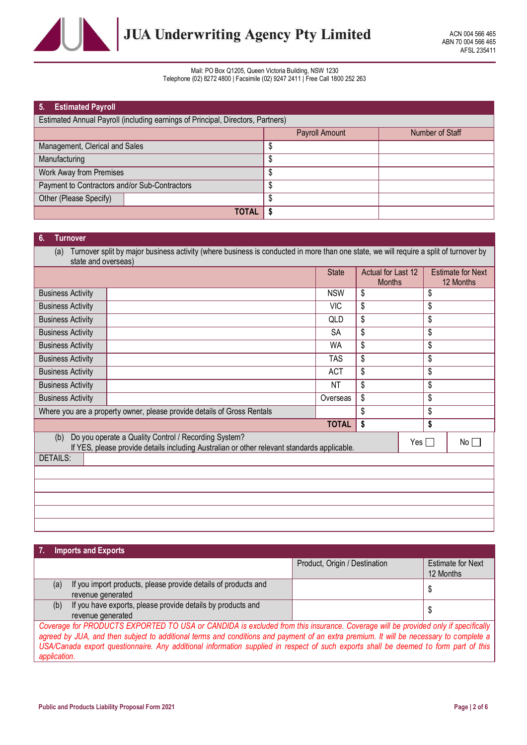# JUA Underwriting Agency Pty Limited

ACN 004 566 465
ABN 70 004 566 465
AFSL 235411

Mail: PO Box Q1205, Queen Victoria Building, NSW 1230
Telephone (02) 8272 4800 | Facsimile (02) 9247 2411 | Free Call 1800 252 263

## 5. Estimated Payroll

Estimated Annual Payroll (including earnings of Principal, Directors, Partners)

| | Payroll Amount | Number of Staff |
|---|---|---|
| Management, Clerical and Sales | $ | |
| Manufacturing | $ | |
| Work Away from Premises | $ | |
| Payment to Contractors and/or Sub-Contractors | $ | |
| Other (Please Specify) | $ | |
| **TOTAL** | **$** | |

## 6. Turnover

(a) Turnover split by major business activity (where business is conducted in more than one state, we will require a split of turnover by state and overseas)

| | | State | Actual for Last 12 Months | Estimate for Next 12 Months |
|---|---|---|---|---|
| Business Activity | | NSW | $ | $ |
| Business Activity | | VIC | $ | $ |
| Business Activity | | QLD | $ | $ |
| Business Activity | | SA | $ | $ |
| Business Activity | | WA | $ | $ |
| Business Activity | | TAS | $ | $ |
| Business Activity | | ACT | $ | $ |
| Business Activity | | NT | $ | $ |
| Business Activity | | Overseas | $ | $ |
| Where you are a property owner, please provide details of Gross Rentals | | | $ | $ |
| | | **TOTAL** | **$** | **$** |

(b) Do you operate a Quality Control / Recording System? Yes ☐ No ☐
If YES, please provide details including Australian or other relevant standards applicable.

DETAILS:

## 7. Imports and Exports

| | Product, Origin / Destination | Estimate for Next 12 Months |
|---|---|---|
| (a) If you import products, please provide details of products and revenue generated | | $ |
| (b) If you have exports, please provide details by products and revenue generated | | $ |

*Coverage for PRODUCTS EXPORTED TO USA or CANDIDA is excluded from this insurance. Coverage will be provided only if specifically agreed by JUA, and then subject to additional terms and conditions and payment of an extra premium. It will be necessary to complete a USA/Canada export questionnaire. Any additional information supplied in respect of such exports shall be deemed to form part of this application.*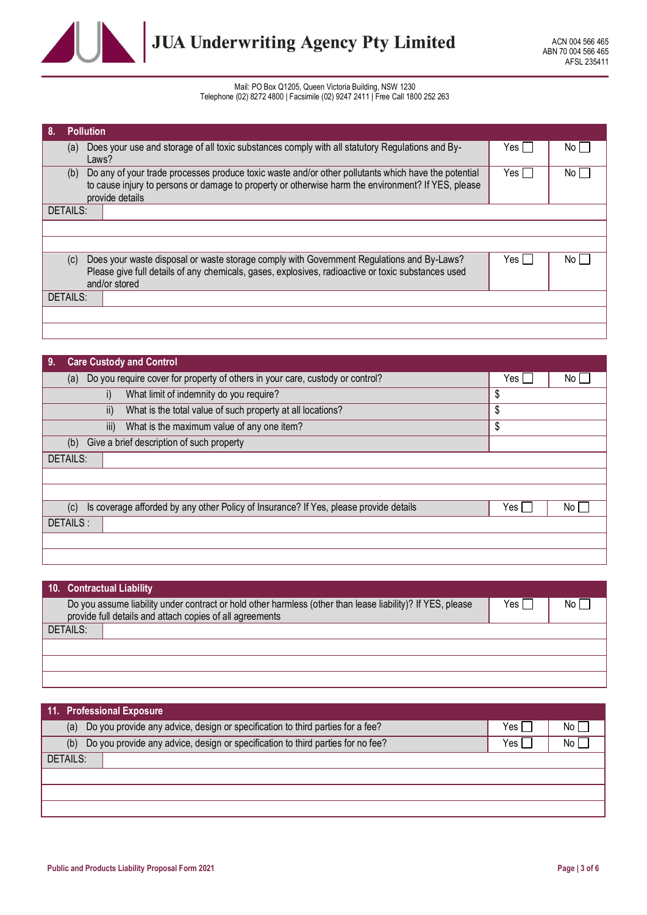**JUA Underwriting Agency Pty Limited**

ACN 004 566 465
ABN 70 004 566 465
AFSL 235411

Mail: PO Box Q1205, Queen Victoria Building, NSW 1230
Telephone (02) 8272 4800 | Facsimile (02) 9247 2411 | Free Call 1800 252 263

## 8. Pollution

| | | | |
|---|---|---|---|
| (a) | Does your use and storage of all toxic substances comply with all statutory Regulations and By-Laws? | Yes ☐ | No ☐ |
| (b) | Do any of your trade processes produce toxic waste and/or other pollutants which have the potential to cause injury to persons or damage to property or otherwise harm the environment? If YES, please provide details | Yes ☐ | No ☐ |

DETAILS:

| | | | |
|---|---|---|---|
| (c) | Does your waste disposal or waste storage comply with Government Regulations and By-Laws? Please give full details of any chemicals, gases, explosives, radioactive or toxic substances used and/or stored | Yes ☐ | No ☐ |

DETAILS:

## 9. Care Custody and Control

| | | | |
|---|---|---|---|
| (a) | Do you require cover for property of others in your care, custody or control? | Yes ☐ | No ☐ |
| i) | What limit of indemnity do you require? | $ | |
| ii) | What is the total value of such property at all locations? | $ | |
| iii) | What is the maximum value of any one item? | $ | |
| (b) | Give a brief description of such property | | |

DETAILS:

| | | | |
|---|---|---|---|
| (c) | Is coverage afforded by any other Policy of Insurance? If Yes, please provide details | Yes ☐ | No ☐ |

DETAILS :

## 10. Contractual Liability

| | | |
|---|---|---|
| Do you assume liability under contract or hold other harmless (other than lease liability)? If YES, please provide full details and attach copies of all agreements | Yes ☐ | No ☐ |

DETAILS:

## 11. Professional Exposure

| | | | |
|---|---|---|---|
| (a) | Do you provide any advice, design or specification to third parties for a fee? | Yes ☐ | No ☐ |
| (b) | Do you provide any advice, design or specification to third parties for no fee? | Yes ☐ | No ☐ |

DETAILS: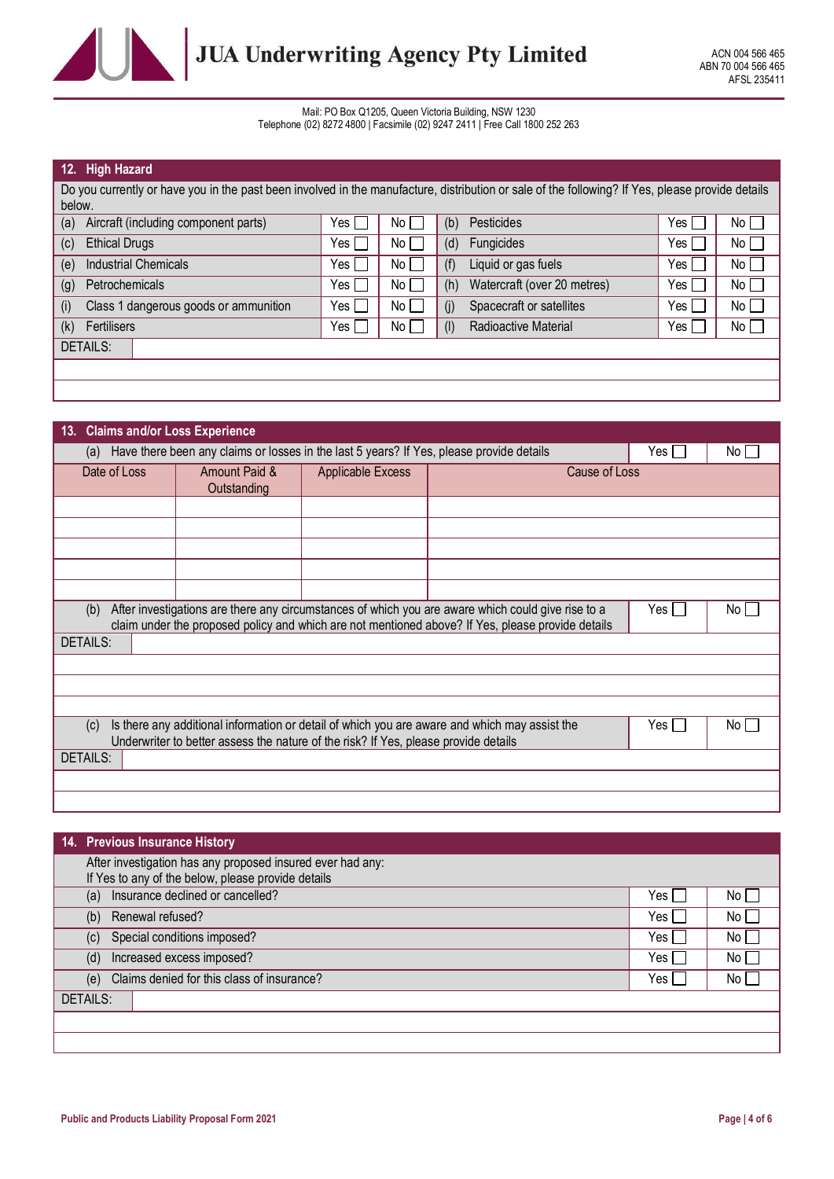# JUA Underwriting Agency Pty Limited

ACN 004 566 465
ABN 70 004 566 465
AFSL 235411

Mail: PO Box Q1205, Queen Victoria Building, NSW 1230
Telephone (02) 8272 4800 | Facsimile (02) 9247 2411 | Free Call 1800 252 263

## 12. High Hazard

Do you currently or have you in the past been involved in the manufacture, distribution or sale of the following? If Yes, please provide details below.

| | | | | | |
|---|---|---|---|---|---|
| (a) Aircraft (including component parts) | Yes ☐ | No ☐ | (b) Pesticides | Yes ☐ | No ☐ |
| (c) Ethical Drugs | Yes ☐ | No ☐ | (d) Fungicides | Yes ☐ | No ☐ |
| (e) Industrial Chemicals | Yes ☐ | No ☐ | (f) Liquid or gas fuels | Yes ☐ | No ☐ |
| (g) Petrochemicals | Yes ☐ | No ☐ | (h) Watercraft (over 20 metres) | Yes ☐ | No ☐ |
| (i) Class 1 dangerous goods or ammunition | Yes ☐ | No ☐ | (j) Spacecraft or satellites | Yes ☐ | No ☐ |
| (k) Fertilisers | Yes ☐ | No ☐ | (l) Radioactive Material | Yes ☐ | No ☐ |

DETAILS:

## 13. Claims and/or Loss Experience

(a) Have there been any claims or losses in the last 5 years? If Yes, please provide details — Yes ☐ No ☐

| Date of Loss | Amount Paid & Outstanding | Applicable Excess | Cause of Loss |
|---|---|---|---|
| | | | |
| | | | |
| | | | |
| | | | |
| | | | |

(b) After investigations are there any circumstances of which you are aware which could give rise to a claim under the proposed policy and which are not mentioned above? If Yes, please provide details — Yes ☐ No ☐

DETAILS:

(c) Is there any additional information or detail of which you are aware and which may assist the Underwriter to better assess the nature of the risk? If Yes, please provide details — Yes ☐ No ☐

DETAILS:

## 14. Previous Insurance History

After investigation has any proposed insured ever had any:
If Yes to any of the below, please provide details

| | | |
|---|---|---|
| (a) Insurance declined or cancelled? | Yes ☐ | No ☐ |
| (b) Renewal refused? | Yes ☐ | No ☐ |
| (c) Special conditions imposed? | Yes ☐ | No ☐ |
| (d) Increased excess imposed? | Yes ☐ | No ☐ |
| (e) Claims denied for this class of insurance? | Yes ☐ | No ☐ |

DETAILS: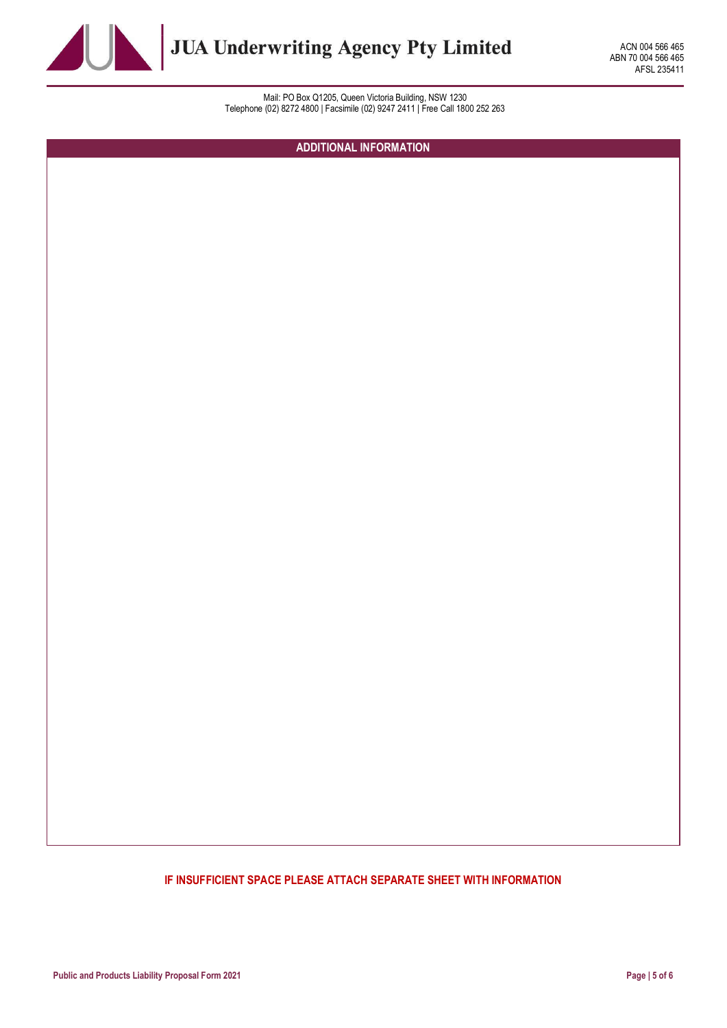# JUA Underwriting Agency Pty Limited

ACN 004 566 465
ABN 70 004 566 465
AFSL 235411

Mail: PO Box Q1205, Queen Victoria Building, NSW 1230
Telephone (02) 8272 4800 | Facsimile (02) 9247 2411 | Free Call 1800 252 263

## ADDITIONAL INFORMATION

**IF INSUFFICIENT SPACE PLEASE ATTACH SEPARATE SHEET WITH INFORMATION**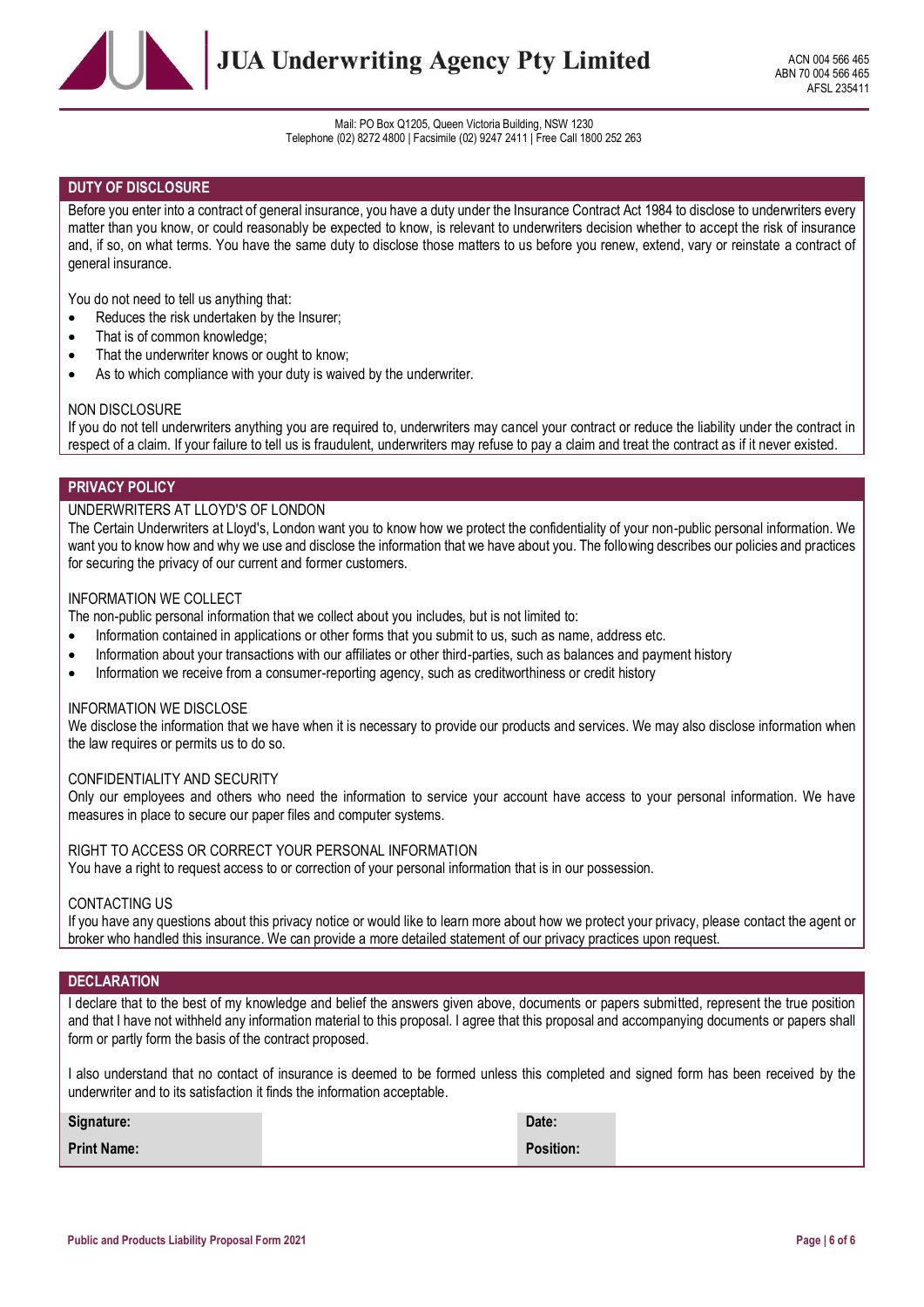# JUA Underwriting Agency Pty Limited

ACN 004 566 465
ABN 70 004 566 465
AFSL 235411

Mail: PO Box Q1205, Queen Victoria Building, NSW 1230
Telephone (02) 8272 4800 | Facsimile (02) 9247 2411 | Free Call 1800 252 263

## DUTY OF DISCLOSURE

Before you enter into a contract of general insurance, you have a duty under the Insurance Contract Act 1984 to disclose to underwriters every matter than you know, or could reasonably be expected to know, is relevant to underwriters decision whether to accept the risk of insurance and, if so, on what terms. You have the same duty to disclose those matters to us before you renew, extend, vary or reinstate a contract of general insurance.

You do not need to tell us anything that:

- Reduces the risk undertaken by the Insurer;
- That is of common knowledge;
- That the underwriter knows or ought to know;
- As to which compliance with your duty is waived by the underwriter.

NON DISCLOSURE

If you do not tell underwriters anything you are required to, underwriters may cancel your contract or reduce the liability under the contract in respect of a claim. If your failure to tell us is fraudulent, underwriters may refuse to pay a claim and treat the contract as if it never existed.

## PRIVACY POLICY

UNDERWRITERS AT LLOYD'S OF LONDON

The Certain Underwriters at Lloyd's, London want you to know how we protect the confidentiality of your non-public personal information. We want you to know how and why we use and disclose the information that we have about you. The following describes our policies and practices for securing the privacy of our current and former customers.

INFORMATION WE COLLECT

The non-public personal information that we collect about you includes, but is not limited to:

- Information contained in applications or other forms that you submit to us, such as name, address etc.
- Information about your transactions with our affiliates or other third-parties, such as balances and payment history
- Information we receive from a consumer-reporting agency, such as creditworthiness or credit history

INFORMATION WE DISCLOSE

We disclose the information that we have when it is necessary to provide our products and services. We may also disclose information when the law requires or permits us to do so.

CONFIDENTIALITY AND SECURITY

Only our employees and others who need the information to service your account have access to your personal information. We have measures in place to secure our paper files and computer systems.

RIGHT TO ACCESS OR CORRECT YOUR PERSONAL INFORMATION

You have a right to request access to or correction of your personal information that is in our possession.

CONTACTING US

If you have any questions about this privacy notice or would like to learn more about how we protect your privacy, please contact the agent or broker who handled this insurance. We can provide a more detailed statement of our privacy practices upon request.

## DECLARATION

I declare that to the best of my knowledge and belief the answers given above, documents or papers submitted, represent the true position and that I have not withheld any information material to this proposal. I agree that this proposal and accompanying documents or papers shall form or partly form the basis of the contract proposed.

I also understand that no contact of insurance is deemed to be formed unless this completed and signed form has been received by the underwriter and to its satisfaction it finds the information acceptable.

| | | | |
|---|---|---|---|
| **Signature:** | | **Date:** | |
| **Print Name:** | | **Position:** | |